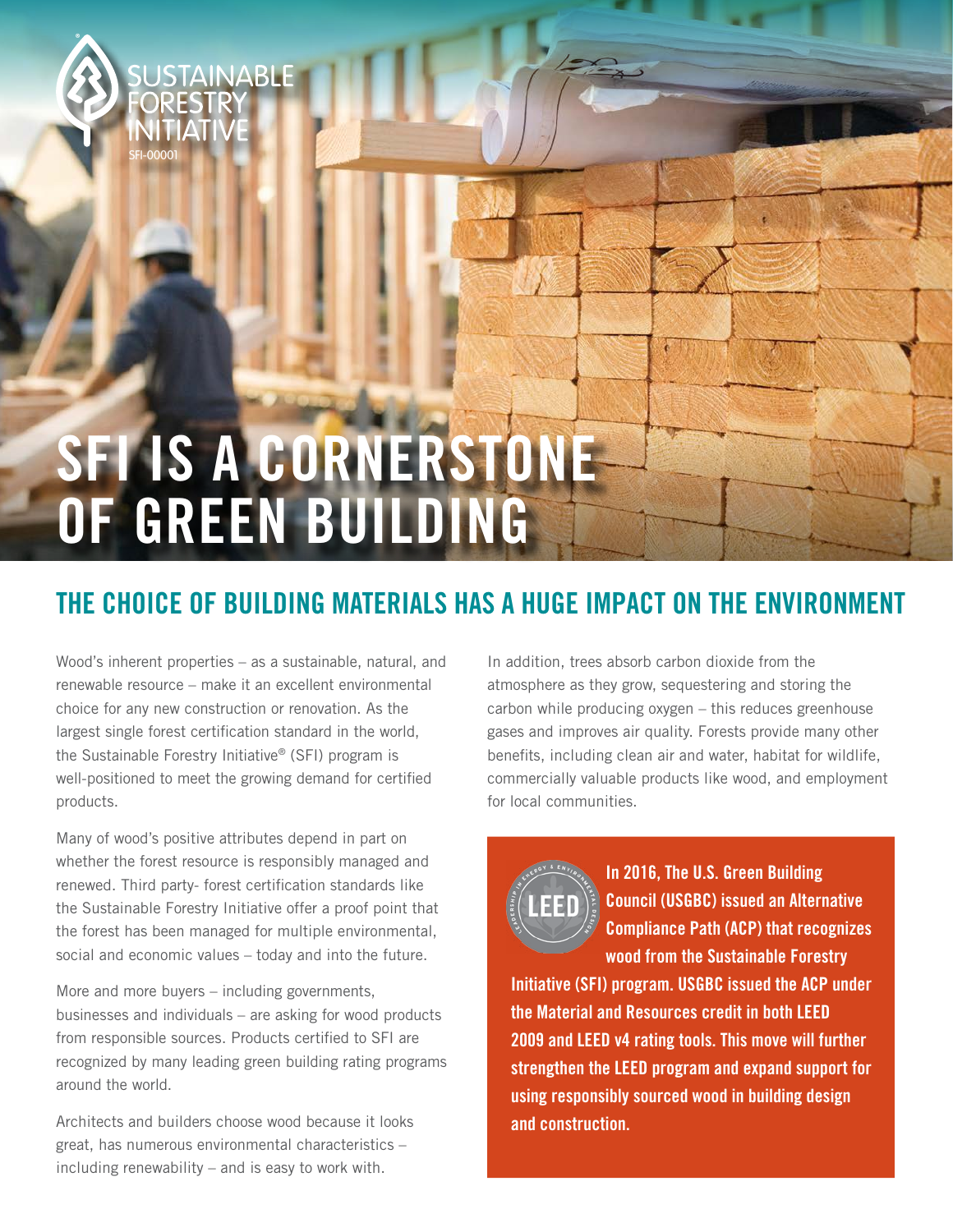SUSTAINABLE FORESTRY INITIATIVE

SFI-00001

# SFI IS A CORNERSTONE OF GREEN BUILDING

## THE CHOICE OF BUILDING MATERIALS HAS A HUGE IMPACT ON THE ENVIRONMENT

Wood's inherent properties – as a sustainable, natural, and renewable resource – make it an excellent environmental choice for any new construction or renovation. As the largest single forest certification standard in the world, the Sustainable Forestry Initiative® (SFI) program is well-positioned to meet the growing demand for certified products.

Many of wood's positive attributes depend in part on whether the forest resource is responsibly managed and renewed. Third party- forest certification standards like the Sustainable Forestry Initiative offer a proof point that the forest has been managed for multiple environmental, social and economic values – today and into the future.

More and more buyers – including governments, businesses and individuals – are asking for wood products from responsible sources. Products certified to SFI are recognized by many leading green building rating programs around the world.

Architects and builders choose wood because it looks great, has numerous environmental characteristics – including renewability – and is easy to work with.

In addition, trees absorb carbon dioxide from the atmosphere as they grow, sequestering and storing the carbon while producing oxygen – this reduces greenhouse gases and improves air quality. Forests provide many other benefits, including clean air and water, habitat for wildlife, commercially valuable products like wood, and employment for local communities.

**In 2016, The U.S. Green Building Council (USGBC) issued an Alternative Compliance Path (ACP) that recognizes wood from the Sustainable Forestry Initiative (SFI) program. USGBC issued the ACP under the Material and Resources credit in both LEED 2009 and LEED v4 rating tools. This move will further strengthen the LEED program and expand support for using responsibly sourced wood in building design and construction.**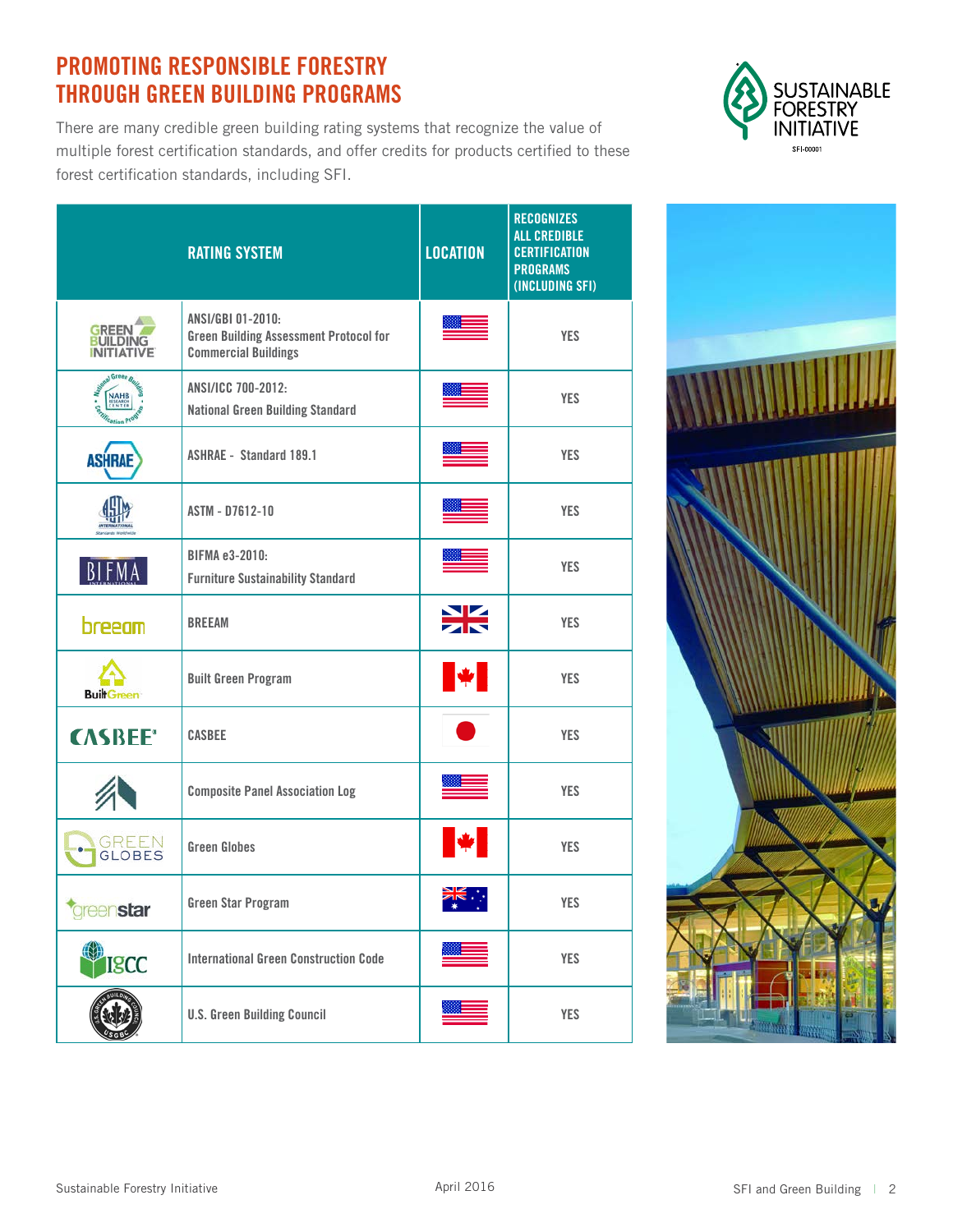# PROMOTING RESPONSIBLE FORESTRY THROUGH GREEN BUILDING PROGRAMS

There are many credible green building rating systems that recognize the value of multiple forest certification standards, and offer credits for products certified to these forest certification standards, including SFI.

| RATING SYSTEM | | LOCATION | RECOGNIZES ALL CREDIBLE CERTIFICATION PROGRAMS (INCLUDING SFI) |
|---|---|---|---|
| Green Building Initiative | ANSI/GBI 01-2010: Green Building Assessment Protocol for Commercial Buildings | United States | YES |
| NAHB Research Center – National Green Building Certification Program | ANSI/ICC 700-2012: National Green Building Standard | United States | YES |
| ASHRAE | ASHRAE - Standard 189.1 | United States | YES |
| ASTM International | ASTM - D7612-10 | United States | YES |
| BIFMA International | BIFMA e3-2010: Furniture Sustainability Standard | United States | YES |
| breeam | BREEAM | United Kingdom | YES |
| Built Green | Built Green Program | Canada | YES |
| CASBEE | CASBEE | Japan | YES |
| | Composite Panel Association Log | United States | YES |
| Green Globes | Green Globes | Canada | YES |
| greenstar | Green Star Program | Australia | YES |
| IgCC | International Green Construction Code | United States | YES |
| USGBC | U.S. Green Building Council | United States | YES |